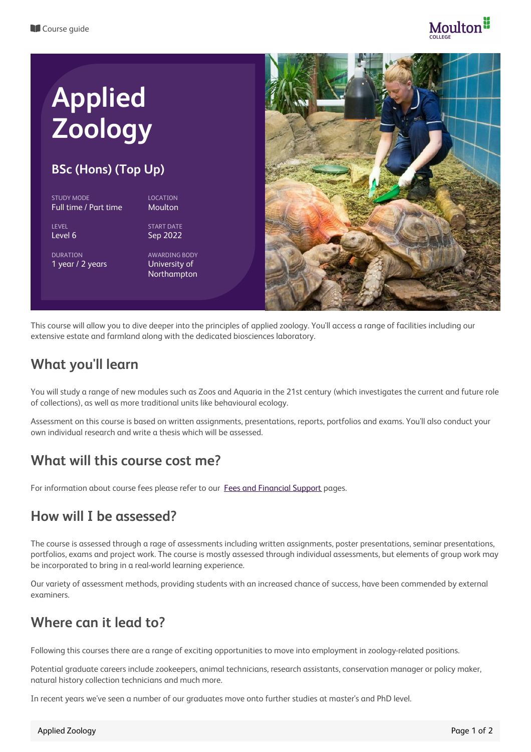Course guide

# Applied Zoology

## BSc (Hons) (Top Up)

STUDY MODE
Full time / Part time

LOCATION
Moulton

LEVEL
Level 6

START DATE
Sep 2022

DURATION
1 year / 2 years

AWARDING BODY
University of Northampton

This course will allow you to dive deeper into the principles of applied zoology. You'll access a range of facilities including our extensive estate and farmland along with the dedicated biosciences laboratory.

## What you'll learn

You will study a range of new modules such as Zoos and Aquaria in the 21st century (which investigates the current and future role of collections), as well as more traditional units like behavioural ecology.

Assessment on this course is based on written assignments, presentations, reports, portfolios and exams. You'll also conduct your own individual research and write a thesis which will be assessed.

## What will this course cost me?

For information about course fees please refer to our Fees and Financial Support pages.

## How will I be assessed?

The course is assessed through a rage of assessments including written assignments, poster presentations, seminar presentations, portfolios, exams and project work. The course is mostly assessed through individual assessments, but elements of group work may be incorporated to bring in a real-world learning experience.

Our variety of assessment methods, providing students with an increased chance of success, have been commended by external examiners.

## Where can it lead to?

Following this courses there are a range of exciting opportunities to move into employment in zoology-related positions.

Potential graduate careers include zookeepers, animal technicians, research assistants, conservation manager or policy maker, natural history collection technicians and much more.

In recent years we've seen a number of our graduates move onto further studies at master's and PhD level.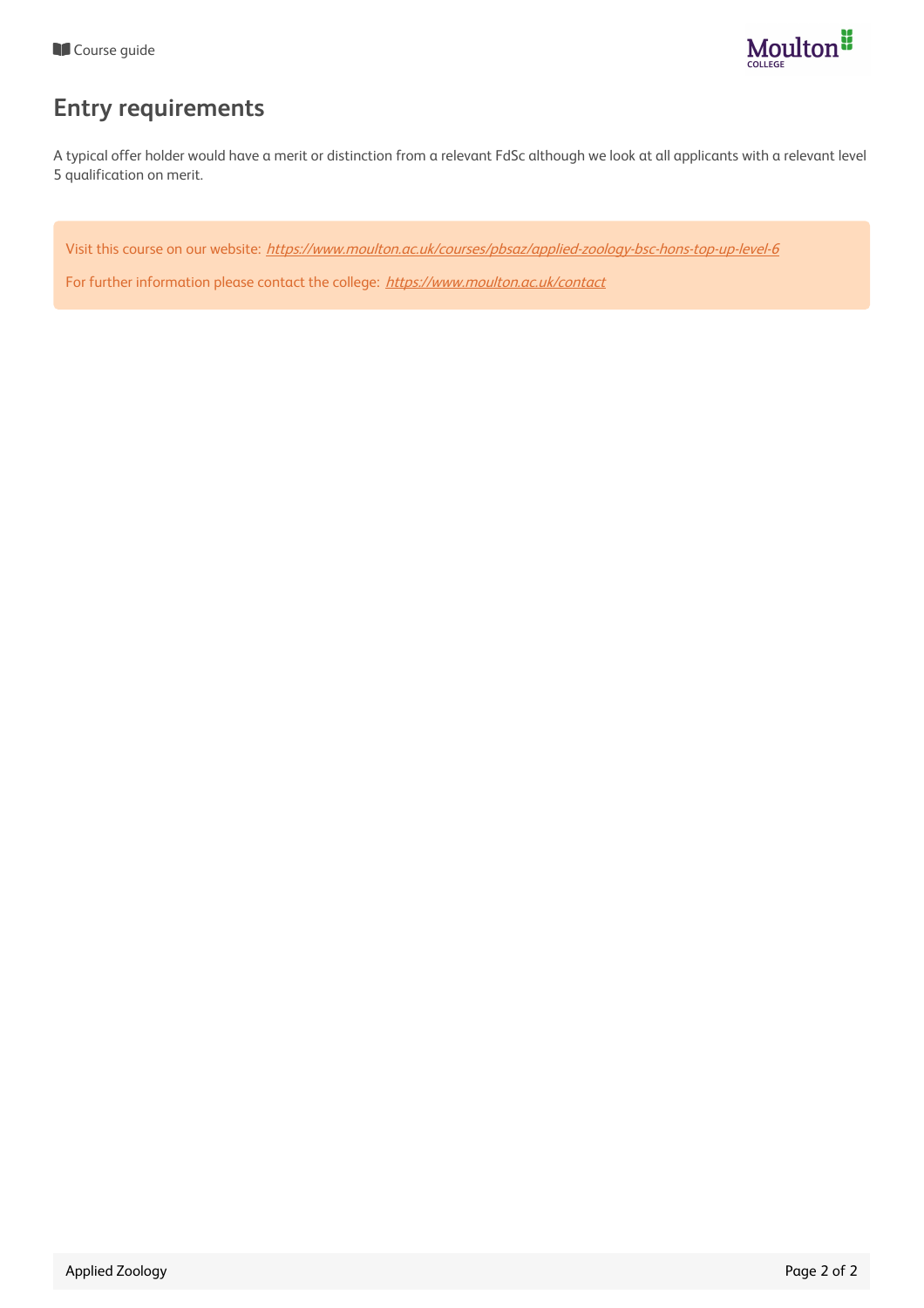## Entry requirements

A typical offer holder would have a merit or distinction from a relevant FdSc although we look at all applicants with a relevant level 5 qualification on merit.

Visit this course on our website: *https://www.moulton.ac.uk/courses/pbsaz/applied-zoology-bsc-hons-top-up-level-6*

For further information please contact the college: *https://www.moulton.ac.uk/contact*